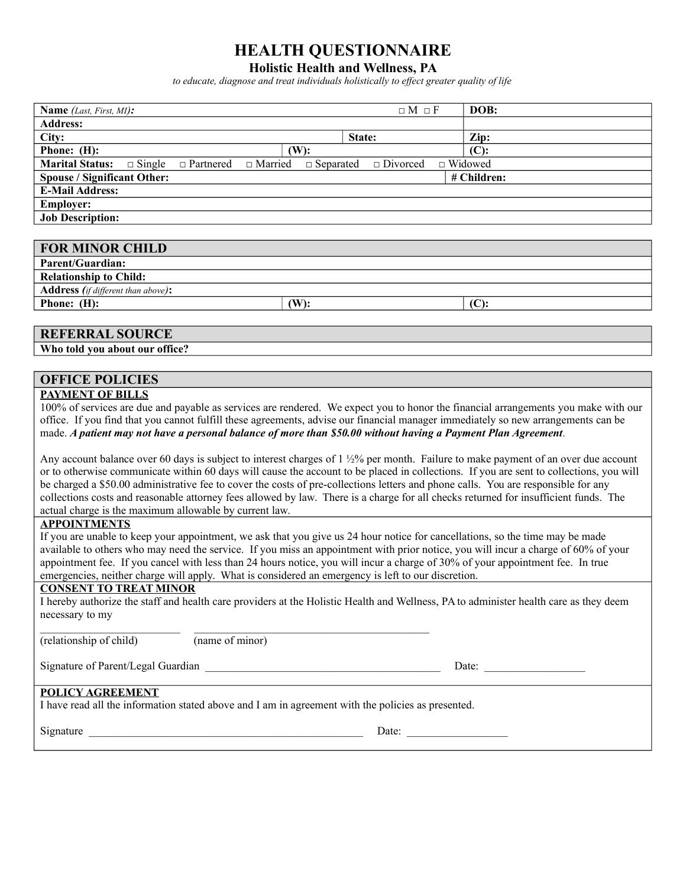# HEALTH QUESTIONNAIRE

## Holistic Health and Wellness, PA

*to educate, diagnose and treat individuals holistically to effect greater quality of life*

| **Name** *(Last, First, MI)***:** | | □ M □ F | **DOB:** |
|---|---|---|---|
| **Address:** | | | |
| **City:** | | **State:** | **Zip:** |
| **Phone: (H):** | **(W):** | | **(C):** |
| **Marital Status:** □ Single □ Partnered □ Married □ Separated □ Divorced □ Widowed | | | |
| **Spouse / Significant Other:** | | | **# Children:** |
| **E-Mail Address:** | | | |
| **Employer:** | | | |
| **Job Description:** | | | |

| **FOR MINOR CHILD** | | |
|---|---|---|
| **Parent/Guardian:** | | |
| **Relationship to Child:** | | |
| **Address** *(if different than above)***:** | | |
| **Phone: (H):** | **(W):** | **(C):** |

| **REFERRAL SOURCE** |
|---|
| **Who told you about our office?** |

## OFFICE POLICIES

**PAYMENT OF BILLS**

100% of services are due and payable as services are rendered. We expect you to honor the financial arrangements you make with our office. If you find that you cannot fulfill these agreements, advise our financial manager immediately so new arrangements can be made. ***A patient may not have a personal balance of more than $50.00 without having a Payment Plan Agreement***.

Any account balance over 60 days is subject to interest charges of 1 ½% per month. Failure to make payment of an over due account or to otherwise communicate within 60 days will cause the account to be placed in collections. If you are sent to collections, you will be charged a $50.00 administrative fee to cover the costs of pre-collections letters and phone calls. You are responsible for any collections costs and reasonable attorney fees allowed by law. There is a charge for all checks returned for insufficient funds. The actual charge is the maximum allowable by current law.

**APPOINTMENTS**

If you are unable to keep your appointment, we ask that you give us 24 hour notice for cancellations, so the time may be made available to others who may need the service. If you miss an appointment with prior notice, you will incur a charge of 60% of your appointment fee. If you cancel with less than 24 hours notice, you will incur a charge of 30% of your appointment fee. In true emergencies, neither charge will apply. What is considered an emergency is left to our discretion.

**CONSENT TO TREAT MINOR**

I hereby authorize the staff and health care providers at the Holistic Health and Wellness, PA to administer health care as they deem necessary to my

_________________________ ____________________________________________

(relationship of child) (name of minor)

Signature of Parent/Legal Guardian ____________________________________________ Date: __________________

**POLICY AGREEMENT**

I have read all the information stated above and I am in agreement with the policies as presented.

Signature ____________________________________________________ Date: __________________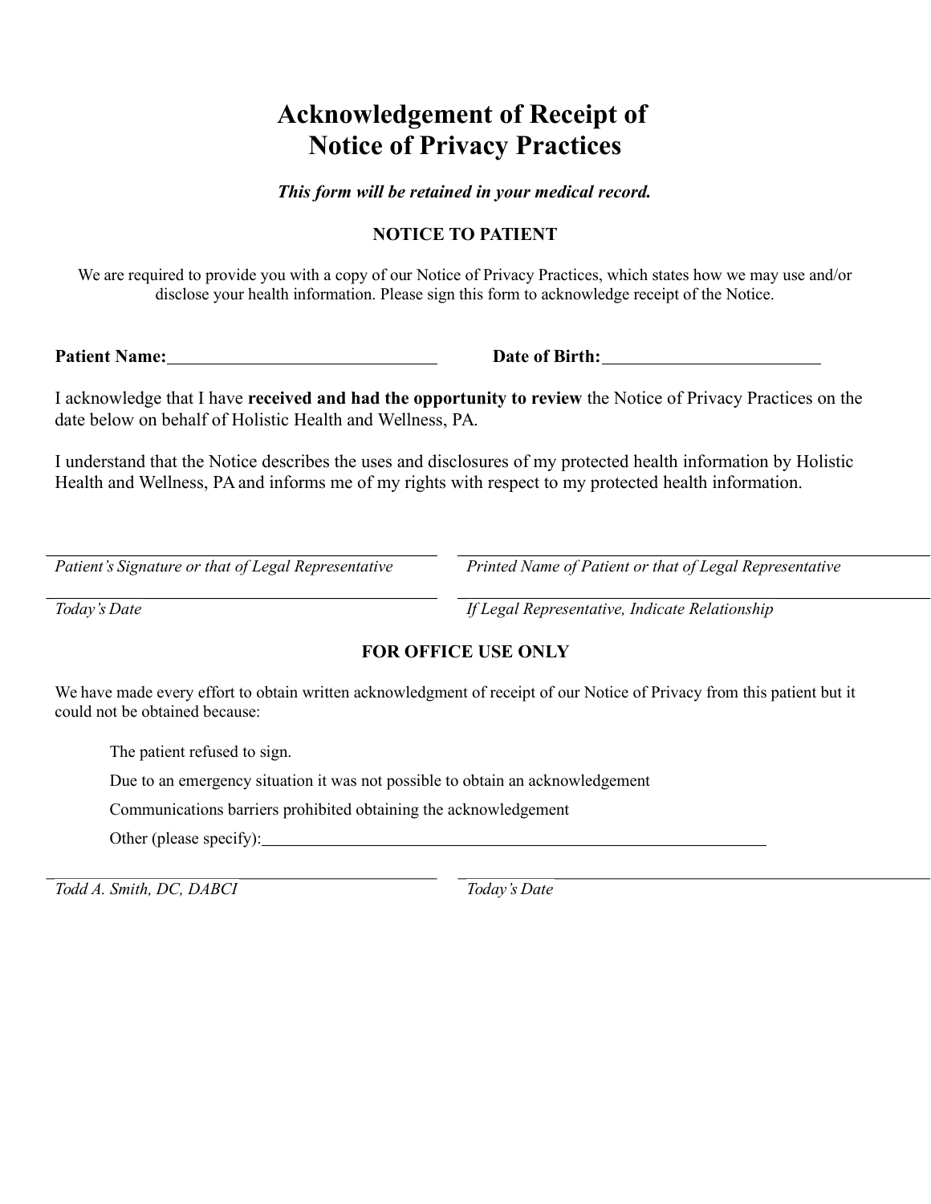# Acknowledgement of Receipt of Notice of Privacy Practices

***This form will be retained in your medical record.***

**NOTICE TO PATIENT**

We are required to provide you with a copy of our Notice of Privacy Practices, which states how we may use and/or disclose your health information. Please sign this form to acknowledge receipt of the Notice.

**Patient Name:**\_\_\_\_\_\_\_\_\_\_\_\_\_\_\_\_\_\_\_\_\_\_\_\_\_\_\_\_\_\_ **Date of Birth:**\_\_\_\_\_\_\_\_\_\_\_\_\_\_\_\_\_\_\_\_\_\_\_\_\_

I acknowledge that I have **received and had the opportunity to review** the Notice of Privacy Practices on the date below on behalf of Holistic Health and Wellness, PA.

I understand that the Notice describes the uses and disclosures of my protected health information by Holistic Health and Wellness, PA and informs me of my rights with respect to my protected health information.

\_\_\_\_\_\_\_\_\_\_\_\_\_\_\_\_\_\_\_\_\_\_\_\_\_\_\_\_\_\_\_\_\_\_\_\_\_\_\_\_ \_\_\_\_\_\_\_\_\_\_\_\_\_\_\_\_\_\_\_\_\_\_\_\_\_\_\_\_\_\_\_\_\_\_\_\_\_\_\_\_
*Patient's Signature or that of Legal Representative* *Printed Name of Patient or that of Legal Representative*

\_\_\_\_\_\_\_\_\_\_\_\_\_\_\_\_\_\_\_\_\_\_\_\_\_\_\_\_\_\_\_\_\_\_\_\_\_\_\_\_ \_\_\_\_\_\_\_\_\_\_\_\_\_\_\_\_\_\_\_\_\_\_\_\_\_\_\_\_\_\_\_\_\_\_\_\_\_\_\_\_
*Today's Date* *If Legal Representative, Indicate Relationship*

**FOR OFFICE USE ONLY**

We have made every effort to obtain written acknowledgment of receipt of our Notice of Privacy from this patient but it could not be obtained because:

- The patient refused to sign.
- Due to an emergency situation it was not possible to obtain an acknowledgement
- Communications barriers prohibited obtaining the acknowledgement
- Other (please specify):\_\_\_\_\_\_\_\_\_\_\_\_\_\_\_\_\_\_\_\_\_\_\_\_\_\_\_\_\_\_\_\_\_\_\_\_\_\_\_\_\_\_\_\_\_\_\_\_\_\_\_\_\_\_\_\_\_\_

\_\_\_\_\_\_\_\_\_\_\_\_\_\_\_\_\_\_\_\_\_\_\_\_\_\_\_\_\_\_\_\_\_\_\_\_\_\_\_\_ \_\_\_\_\_\_\_\_\_\_\_\_\_\_\_\_\_\_\_\_\_\_\_\_\_\_\_\_\_\_\_\_\_\_\_\_\_\_\_\_
*Todd A. Smith, DC, DABCI* *Today's Date*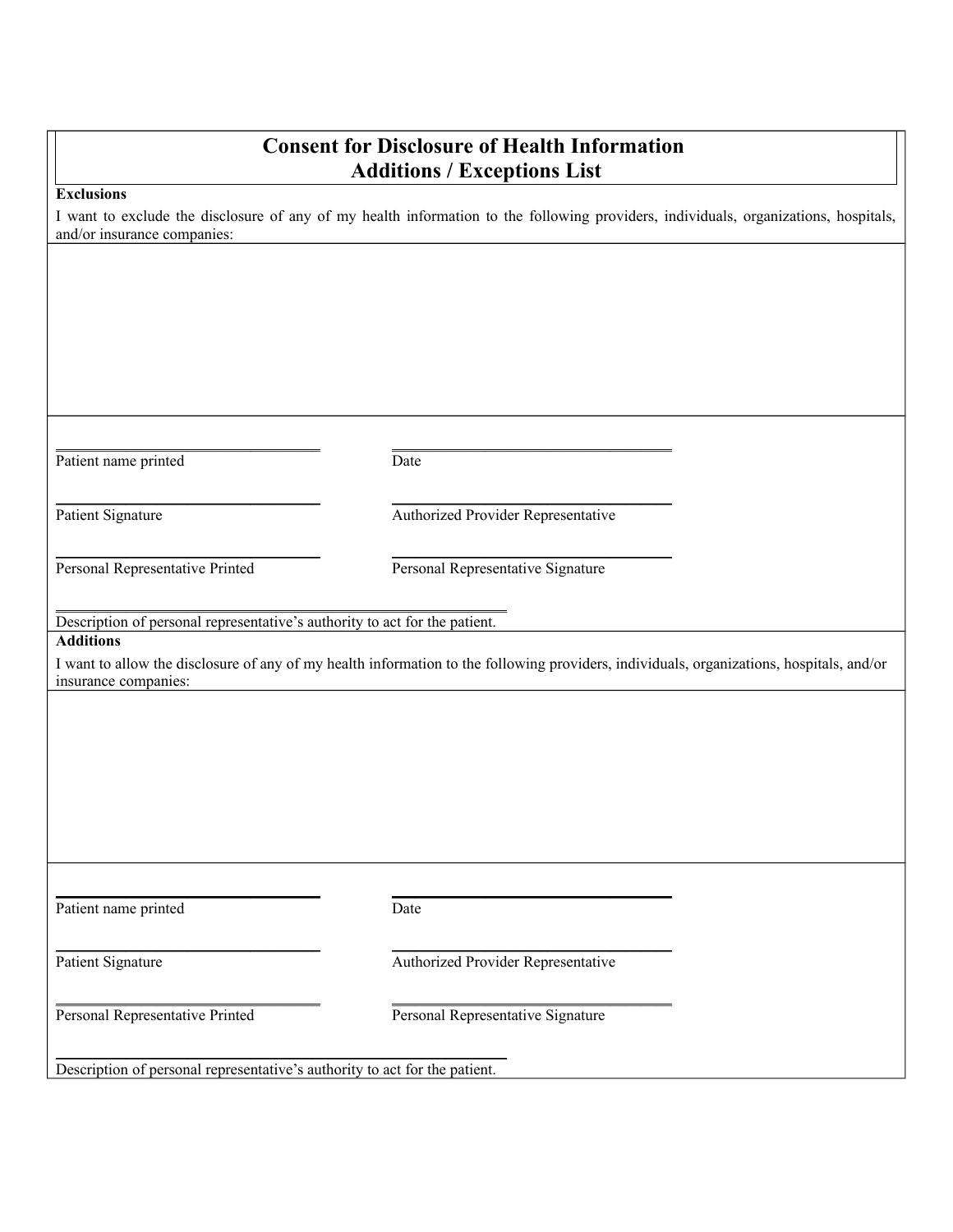# Consent for Disclosure of Health Information
# Additions / Exceptions List

**Exclusions**

I want to exclude the disclosure of any of my health information to the following providers, individuals, organizations, hospitals, and/or insurance companies:

| Patient name printed | Date |
|---|---|
| Patient Signature | Authorized Provider Representative |
| Personal Representative Printed | Personal Representative Signature |

Description of personal representative's authority to act for the patient.

**Additions**

I want to allow the disclosure of any of my health information to the following providers, individuals, organizations, hospitals, and/or insurance companies:

| Patient name printed | Date |
|---|---|
| Patient Signature | Authorized Provider Representative |
| Personal Representative Printed | Personal Representative Signature |

Description of personal representative's authority to act for the patient.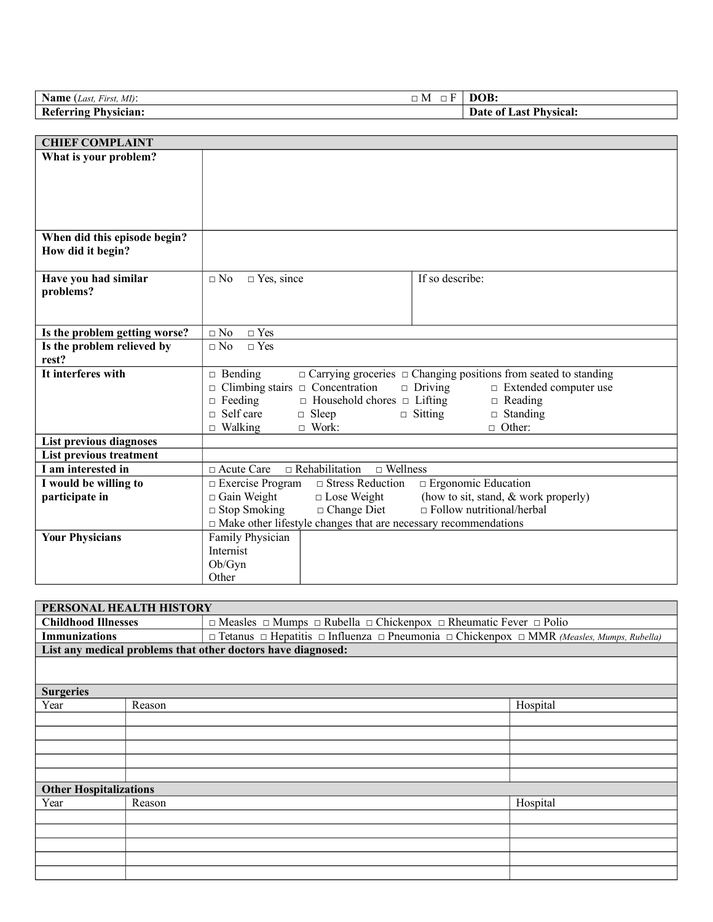| **Name** (*Last, First, MI*): □ M □ F | **DOB:** |
|---|---|
| **Referring Physician:** | **Date of Last Physical:** |

| **CHIEF COMPLAINT** | | |
|---|---|---|
| **What is your problem?** | | |
| **When did this episode begin? How did it begin?** | | |
| **Have you had similar problems?** | □ No □ Yes, since | If so describe: |
| **Is the problem getting worse?** | □ No □ Yes | |
| **Is the problem relieved by rest?** | □ No □ Yes | |
| **It interferes with** | □ Bending □ Carrying groceries □ Changing positions from seated to standing<br>□ Climbing stairs □ Concentration □ Driving □ Extended computer use<br>□ Feeding □ Household chores □ Lifting □ Reading<br>□ Self care □ Sleep □ Sitting □ Standing<br>□ Walking □ Work: □ Other: | |
| **List previous diagnoses** | | |
| **List previous treatment** | | |
| **I am interested in** | □ Acute Care □ Rehabilitation □ Wellness | |
| **I would be willing to participate in** | □ Exercise Program □ Stress Reduction □ Ergonomic Education (how to sit, stand, & work properly)<br>□ Gain Weight □ Lose Weight<br>□ Stop Smoking □ Change Diet □ Follow nutritional/herbal<br>□ Make other lifestyle changes that are necessary recommendations | |
| **Your Physicians** | Family Physician<br>Internist<br>Ob/Gyn<br>Other | |

| **PERSONAL HEALTH HISTORY** | |
|---|---|
| **Childhood Illnesses** | □ Measles □ Mumps □ Rubella □ Chickenpox □ Rheumatic Fever □ Polio |
| **Immunizations** | □ Tetanus □ Hepatitis □ Influenza □ Pneumonia □ Chickenpox □ MMR *(Measles, Mumps, Rubella)* |
| **List any medical problems that other doctors have diagnosed:** | |
| | |

**Surgeries**

| Year | Reason | Hospital |
|---|---|---|
| | | |
| | | |
| | | |
| | | |
| | | |

**Other Hospitalizations**

| Year | Reason | Hospital |
|---|---|---|
| | | |
| | | |
| | | |
| | | |
| | | |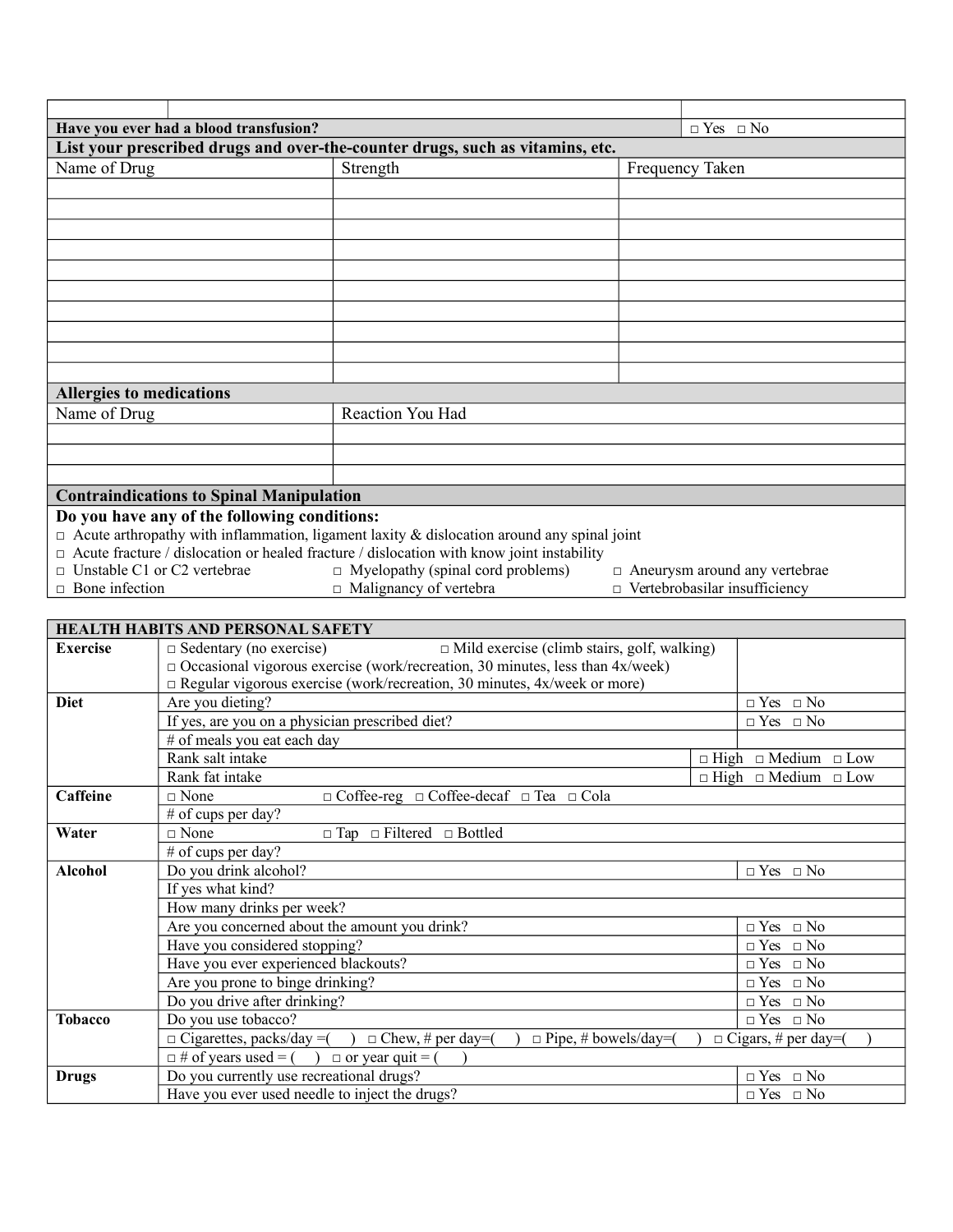| | | |
|---|---|---|
| Have you ever had a blood transfusion? | | □ Yes □ No |

**List your prescribed drugs and over-the-counter drugs, such as vitamins, etc.**

| Name of Drug | Strength | Frequency Taken |
|---|---|---|
| | | |
| | | |
| | | |
| | | |
| | | |
| | | |
| | | |
| | | |
| | | |
| | | |

**Allergies to medications**

| Name of Drug | Reaction You Had |
|---|---|
| | |
| | |
| | |

**Contraindications to Spinal Manipulation**

**Do you have any of the following conditions:**

□ Acute arthropathy with inflammation, ligament laxity & dislocation around any spinal joint
□ Acute fracture / dislocation or healed fracture / dislocation with know joint instability
□ Unstable C1 or C2 vertebrae □ Myelopathy (spinal cord problems) □ Aneurysm around any vertebrae
□ Bone infection □ Malignancy of vertebra □ Vertebrobasilar insufficiency

| HEALTH HABITS AND PERSONAL SAFETY | | |
|---|---|---|
| **Exercise** | □ Sedentary (no exercise) □ Mild exercise (climb stairs, golf, walking) | |
| | □ Occasional vigorous exercise (work/recreation, 30 minutes, less than 4x/week) | |
| | □ Regular vigorous exercise (work/recreation, 30 minutes, 4x/week or more) | |
| **Diet** | Are you dieting? | □ Yes □ No |
| | If yes, are you on a physician prescribed diet? | □ Yes □ No |
| | # of meals you eat each day | |
| | Rank salt intake | □ High □ Medium □ Low |
| | Rank fat intake | □ High □ Medium □ Low |
| **Caffeine** | □ None □ Coffee-reg □ Coffee-decaf □ Tea □ Cola | |
| | # of cups per day? | |
| **Water** | □ None □ Tap □ Filtered □ Bottled | |
| | # of cups per day? | |
| **Alcohol** | Do you drink alcohol? | □ Yes □ No |
| | If yes what kind? | |
| | How many drinks per week? | |
| | Are you concerned about the amount you drink? | □ Yes □ No |
| | Have you considered stopping? | □ Yes □ No |
| | Have you ever experienced blackouts? | □ Yes □ No |
| | Are you prone to binge drinking? | □ Yes □ No |
| | Do you drive after drinking? | □ Yes □ No |
| **Tobacco** | Do you use tobacco? | □ Yes □ No |
| | □ Cigarettes, packs/day =( ) □ Chew, # per day=( ) □ Pipe, # bowels/day=( ) □ Cigars, # per day=( ) | |
| | □ # of years used = ( ) □ or year quit = ( ) | |
| **Drugs** | Do you currently use recreational drugs? | □ Yes □ No |
| | Have you ever used needle to inject the drugs? | □ Yes □ No |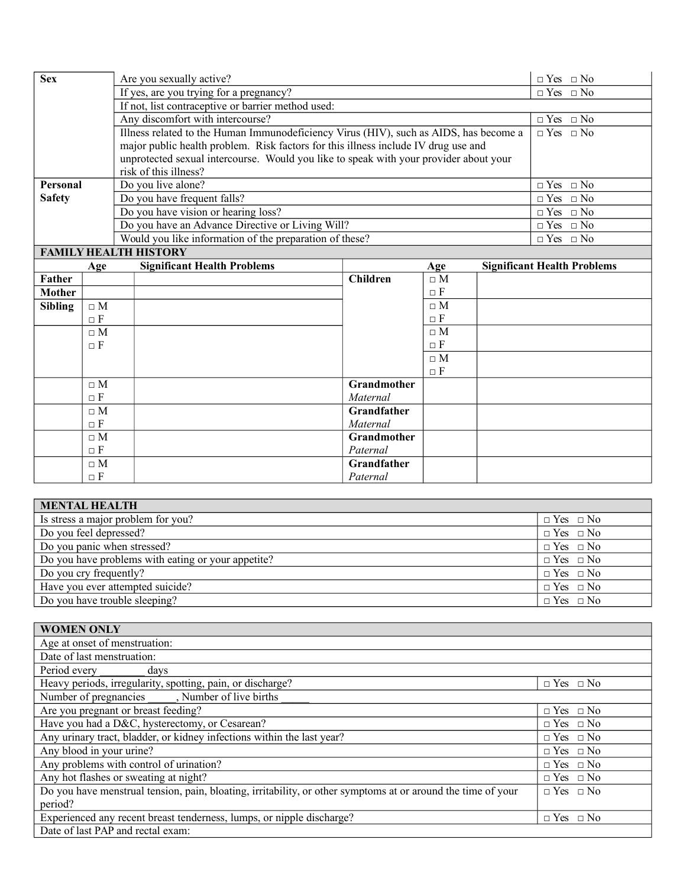| | | |
|---|---|---|
| **Sex** | Are you sexually active? | □ Yes □ No |
| | If yes, are you trying for a pregnancy? | □ Yes □ No |
| | If not, list contraceptive or barrier method used: | |
| | Any discomfort with intercourse? | □ Yes □ No |
| | Illness related to the Human Immunodeficiency Virus (HIV), such as AIDS, has become a major public health problem. Risk factors for this illness include IV drug use and unprotected sexual intercourse. Would you like to speak with your provider about your risk of this illness? | □ Yes □ No |
| **Personal Safety** | Do you live alone? | □ Yes □ No |
| | Do you have frequent falls? | □ Yes □ No |
| | Do you have vision or hearing loss? | □ Yes □ No |
| | Do you have an Advance Directive or Living Will? | □ Yes □ No |
| | Would you like information of the preparation of these? | □ Yes □ No |

**FAMILY HEALTH HISTORY**

| | Age | Significant Health Problems | | Age | Significant Health Problems |
|---|---|---|---|---|---|
| **Father** | | | **Children** | □ M □ F | |
| **Mother** | | | | □ M □ F | |
| **Sibling** | □ M □ F | | | □ M □ F | |
| | □ M □ F | | | □ M □ F | |
| | □ M □ F | | **Grandmother** *Maternal* | | |
| | □ M □ F | | **Grandfather** *Maternal* | | |
| | □ M □ F | | **Grandmother** *Paternal* | | |
| | □ M □ F | | **Grandfather** *Paternal* | | |

| **MENTAL HEALTH** | |
|---|---|
| Is stress a major problem for you? | □ Yes □ No |
| Do you feel depressed? | □ Yes □ No |
| Do you panic when stressed? | □ Yes □ No |
| Do you have problems with eating or your appetite? | □ Yes □ No |
| Do you cry frequently? | □ Yes □ No |
| Have you ever attempted suicide? | □ Yes □ No |
| Do you have trouble sleeping? | □ Yes □ No |

| **WOMEN ONLY** | |
|---|---|
| Age at onset of menstruation: | |
| Date of last menstruation: | |
| Period every ________ days | |
| Heavy periods, irregularity, spotting, pain, or discharge? | □ Yes □ No |
| Number of pregnancies _____, Number of live births _____ | |
| Are you pregnant or breast feeding? | □ Yes □ No |
| Have you had a D&C, hysterectomy, or Cesarean? | □ Yes □ No |
| Any urinary tract, bladder, or kidney infections within the last year? | □ Yes □ No |
| Any blood in your urine? | □ Yes □ No |
| Any problems with control of urination? | □ Yes □ No |
| Any hot flashes or sweating at night? | □ Yes □ No |
| Do you have menstrual tension, pain, bloating, irritability, or other symptoms at or around the time of your period? | □ Yes □ No |
| Experienced any recent breast tenderness, lumps, or nipple discharge? | □ Yes □ No |
| Date of last PAP and rectal exam: | |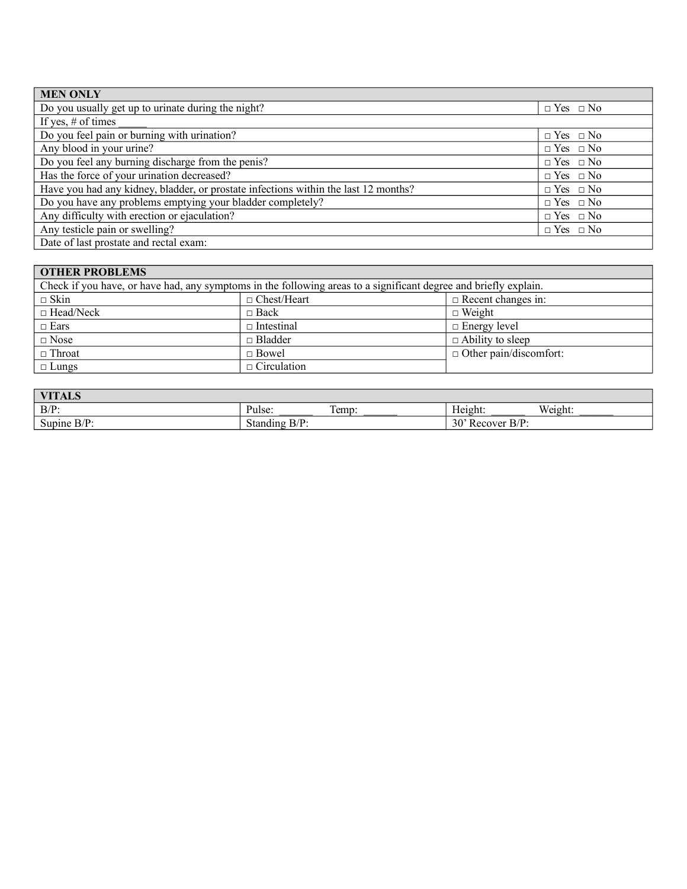| MEN ONLY | |
|---|---|
| Do you usually get up to urinate during the night? | □ Yes □ No |
| If yes, # of times _____ | |
| Do you feel pain or burning with urination? | □ Yes □ No |
| Any blood in your urine? | □ Yes □ No |
| Do you feel any burning discharge from the penis? | □ Yes □ No |
| Has the force of your urination decreased? | □ Yes □ No |
| Have you had any kidney, bladder, or prostate infections within the last 12 months? | □ Yes □ No |
| Do you have any problems emptying your bladder completely? | □ Yes □ No |
| Any difficulty with erection or ejaculation? | □ Yes □ No |
| Any testicle pain or swelling? | □ Yes □ No |
| Date of last prostate and rectal exam: | |

| OTHER PROBLEMS | | |
|---|---|---|
| Check if you have, or have had, any symptoms in the following areas to a significant degree and briefly explain. | | |
| □ Skin | □ Chest/Heart | □ Recent changes in: |
| □ Head/Neck | □ Back | □ Weight |
| □ Ears | □ Intestinal | □ Energy level |
| □ Nose | □ Bladder | □ Ability to sleep |
| □ Throat | □ Bowel | □ Other pain/discomfort: |
| □ Lungs | □ Circulation | |

| VITALS | | |
|---|---|---|
| B/P: | Pulse: ______ Temp: ______ | Height: ______ Weight: ______ |
| Supine B/P: | Standing B/P: | 30' Recover B/P: |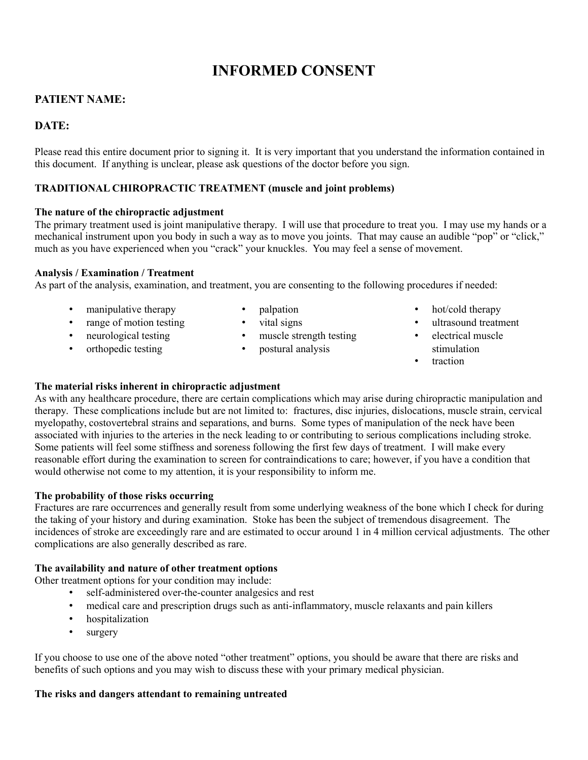# INFORMED CONSENT

## PATIENT NAME:

## DATE:

Please read this entire document prior to signing it. It is very important that you understand the information contained in this document. If anything is unclear, please ask questions of the doctor before you sign.

### TRADITIONAL CHIROPRACTIC TREATMENT (muscle and joint problems)

**The nature of the chiropractic adjustment**

The primary treatment used is joint manipulative therapy. I will use that procedure to treat you. I may use my hands or a mechanical instrument upon you body in such a way as to move you joints. That may cause an audible "pop" or "click," much as you have experienced when you "crack" your knuckles. You may feel a sense of movement.

**Analysis / Examination / Treatment**

As part of the analysis, examination, and treatment, you are consenting to the following procedures if needed:

- manipulative therapy
- range of motion testing
- neurological testing
- orthopedic testing
- palpation
- vital signs
- muscle strength testing
- postural analysis
- hot/cold therapy
- ultrasound treatment
- electrical muscle stimulation
- traction

**The material risks inherent in chiropractic adjustment**

As with any healthcare procedure, there are certain complications which may arise during chiropractic manipulation and therapy. These complications include but are not limited to: fractures, disc injuries, dislocations, muscle strain, cervical myelopathy, costovertebral strains and separations, and burns. Some types of manipulation of the neck have been associated with injuries to the arteries in the neck leading to or contributing to serious complications including stroke. Some patients will feel some stiffness and soreness following the first few days of treatment. I will make every reasonable effort during the examination to screen for contraindications to care; however, if you have a condition that would otherwise not come to my attention, it is your responsibility to inform me.

**The probability of those risks occurring**

Fractures are rare occurrences and generally result from some underlying weakness of the bone which I check for during the taking of your history and during examination. Stoke has been the subject of tremendous disagreement. The incidences of stroke are exceedingly rare and are estimated to occur around 1 in 4 million cervical adjustments. The other complications are also generally described as rare.

**The availability and nature of other treatment options**

Other treatment options for your condition may include:

- self-administered over-the-counter analgesics and rest
- medical care and prescription drugs such as anti-inflammatory, muscle relaxants and pain killers
- hospitalization
- surgery

If you choose to use one of the above noted "other treatment" options, you should be aware that there are risks and benefits of such options and you may wish to discuss these with your primary medical physician.

**The risks and dangers attendant to remaining untreated**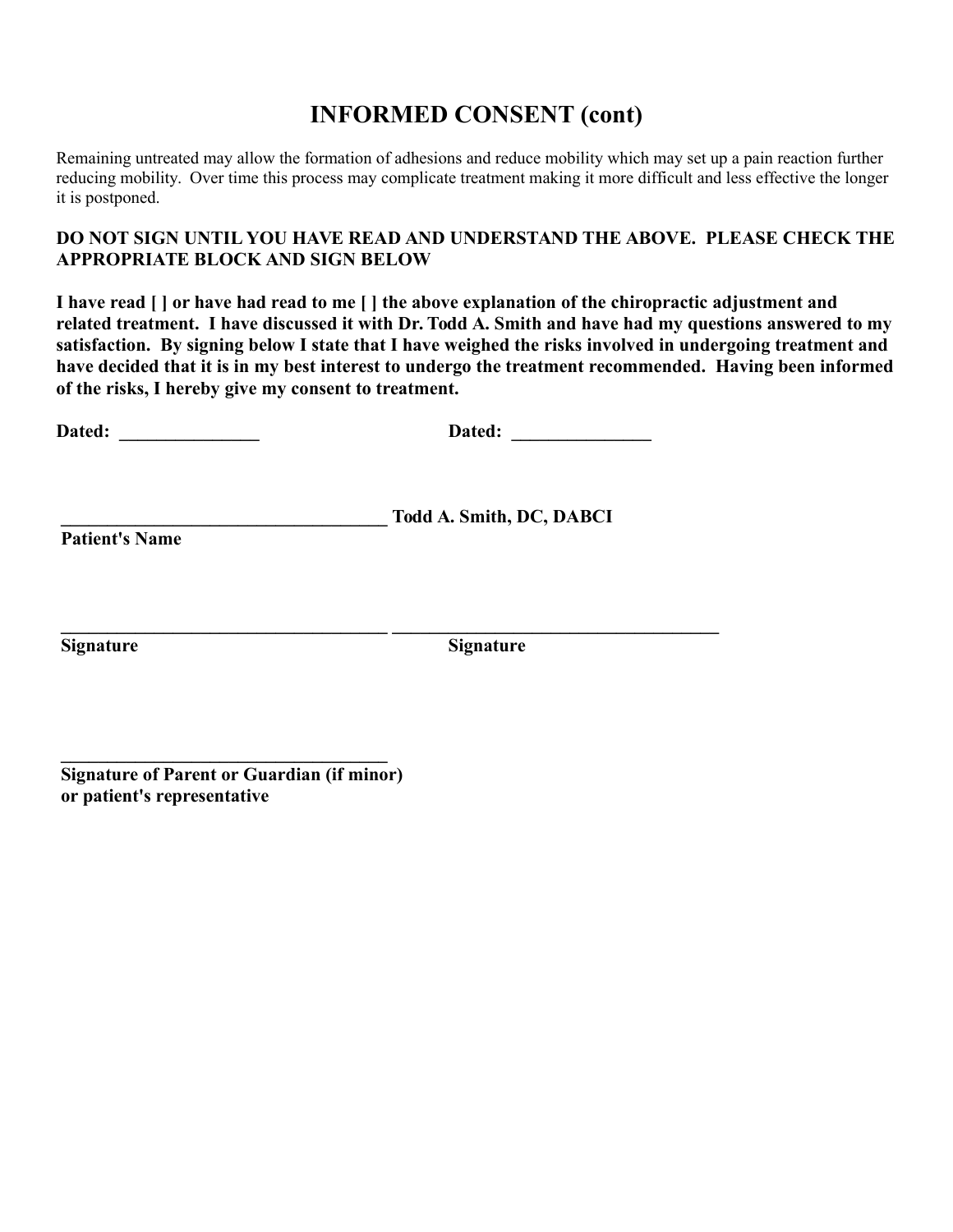# INFORMED CONSENT (cont)

Remaining untreated may allow the formation of adhesions and reduce mobility which may set up a pain reaction further reducing mobility. Over time this process may complicate treatment making it more difficult and less effective the longer it is postponed.

**DO NOT SIGN UNTIL YOU HAVE READ AND UNDERSTAND THE ABOVE. PLEASE CHECK THE APPROPRIATE BLOCK AND SIGN BELOW**

**I have read [ ] or have had read to me [ ] the above explanation of the chiropractic adjustment and related treatment. I have discussed it with Dr. Todd A. Smith and have had my questions answered to my satisfaction. By signing below I state that I have weighed the risks involved in undergoing treatment and have decided that it is in my best interest to undergo the treatment recommended. Having been informed of the risks, I hereby give my consent to treatment.**

**Dated: _______________** **Dated: _______________**

**____________________________________** **Todd A. Smith, DC, DABCI**
**Patient's Name**

**____________________________________** **____________________________________**
**Signature** **Signature**

**____________________________________**
**Signature of Parent or Guardian (if minor) or patient's representative**